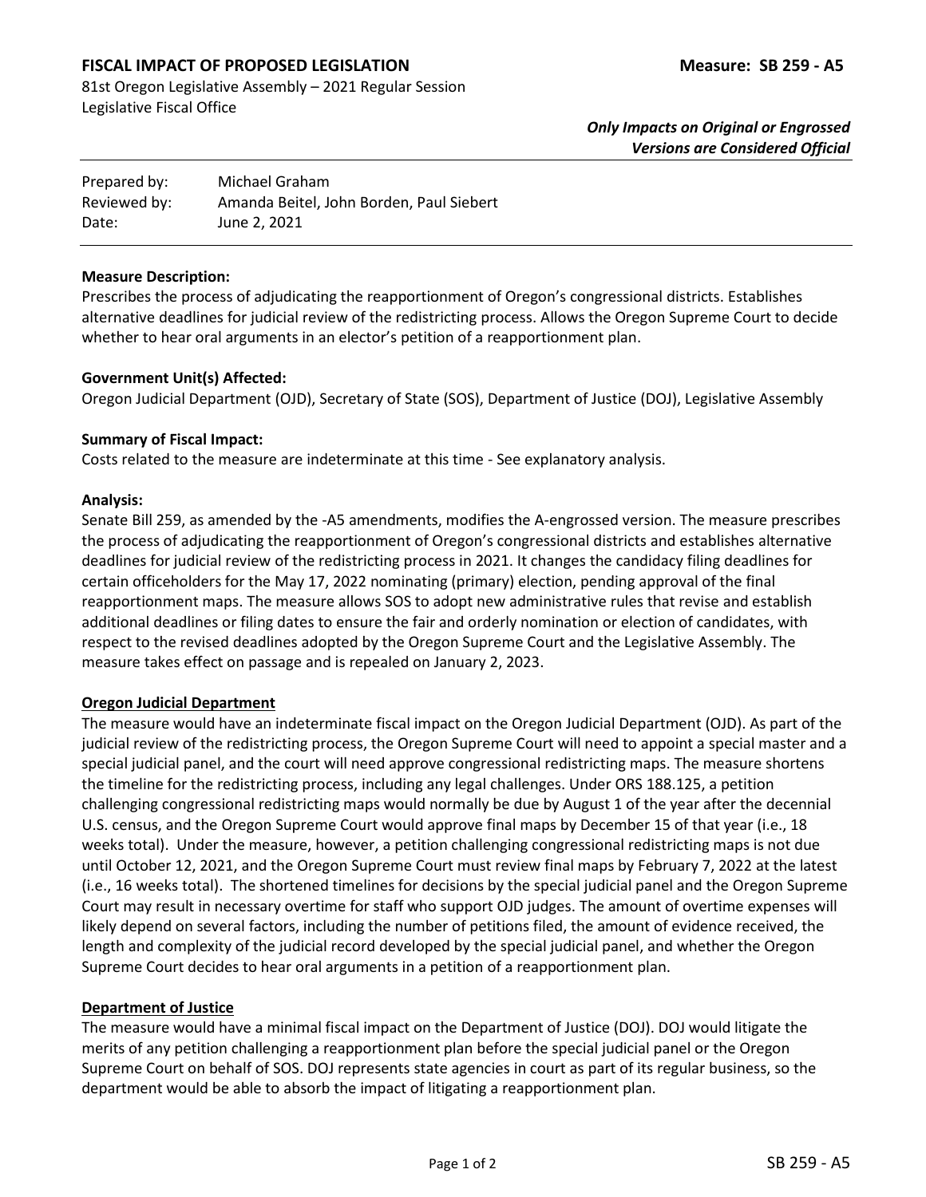**FISCAL IMPACT OF PROPOSED LEGISLATION** **Measure: SB 259 - A5**

81st Oregon Legislative Assembly – 2021 Regular Session
Legislative Fiscal Office

***Only Impacts on Original or Engrossed Versions are Considered Official***

| | |
|---|---|
| Prepared by: | Michael Graham |
| Reviewed by: | Amanda Beitel, John Borden, Paul Siebert |
| Date: | June 2, 2021 |

**Measure Description:**
Prescribes the process of adjudicating the reapportionment of Oregon's congressional districts. Establishes alternative deadlines for judicial review of the redistricting process. Allows the Oregon Supreme Court to decide whether to hear oral arguments in an elector's petition of a reapportionment plan.

**Government Unit(s) Affected:**
Oregon Judicial Department (OJD), Secretary of State (SOS), Department of Justice (DOJ), Legislative Assembly

**Summary of Fiscal Impact:**
Costs related to the measure are indeterminate at this time - See explanatory analysis.

**Analysis:**
Senate Bill 259, as amended by the -A5 amendments, modifies the A-engrossed version. The measure prescribes the process of adjudicating the reapportionment of Oregon's congressional districts and establishes alternative deadlines for judicial review of the redistricting process in 2021. It changes the candidacy filing deadlines for certain officeholders for the May 17, 2022 nominating (primary) election, pending approval of the final reapportionment maps. The measure allows SOS to adopt new administrative rules that revise and establish additional deadlines or filing dates to ensure the fair and orderly nomination or election of candidates, with respect to the revised deadlines adopted by the Oregon Supreme Court and the Legislative Assembly. The measure takes effect on passage and is repealed on January 2, 2023.

**Oregon Judicial Department**
The measure would have an indeterminate fiscal impact on the Oregon Judicial Department (OJD). As part of the judicial review of the redistricting process, the Oregon Supreme Court will need to appoint a special master and a special judicial panel, and the court will need approve congressional redistricting maps. The measure shortens the timeline for the redistricting process, including any legal challenges. Under ORS 188.125, a petition challenging congressional redistricting maps would normally be due by August 1 of the year after the decennial U.S. census, and the Oregon Supreme Court would approve final maps by December 15 of that year (i.e., 18 weeks total). Under the measure, however, a petition challenging congressional redistricting maps is not due until October 12, 2021, and the Oregon Supreme Court must review final maps by February 7, 2022 at the latest (i.e., 16 weeks total). The shortened timelines for decisions by the special judicial panel and the Oregon Supreme Court may result in necessary overtime for staff who support OJD judges. The amount of overtime expenses will likely depend on several factors, including the number of petitions filed, the amount of evidence received, the length and complexity of the judicial record developed by the special judicial panel, and whether the Oregon Supreme Court decides to hear oral arguments in a petition of a reapportionment plan.

**Department of Justice**
The measure would have a minimal fiscal impact on the Department of Justice (DOJ). DOJ would litigate the merits of any petition challenging a reapportionment plan before the special judicial panel or the Oregon Supreme Court on behalf of SOS. DOJ represents state agencies in court as part of its regular business, so the department would be able to absorb the impact of litigating a reapportionment plan.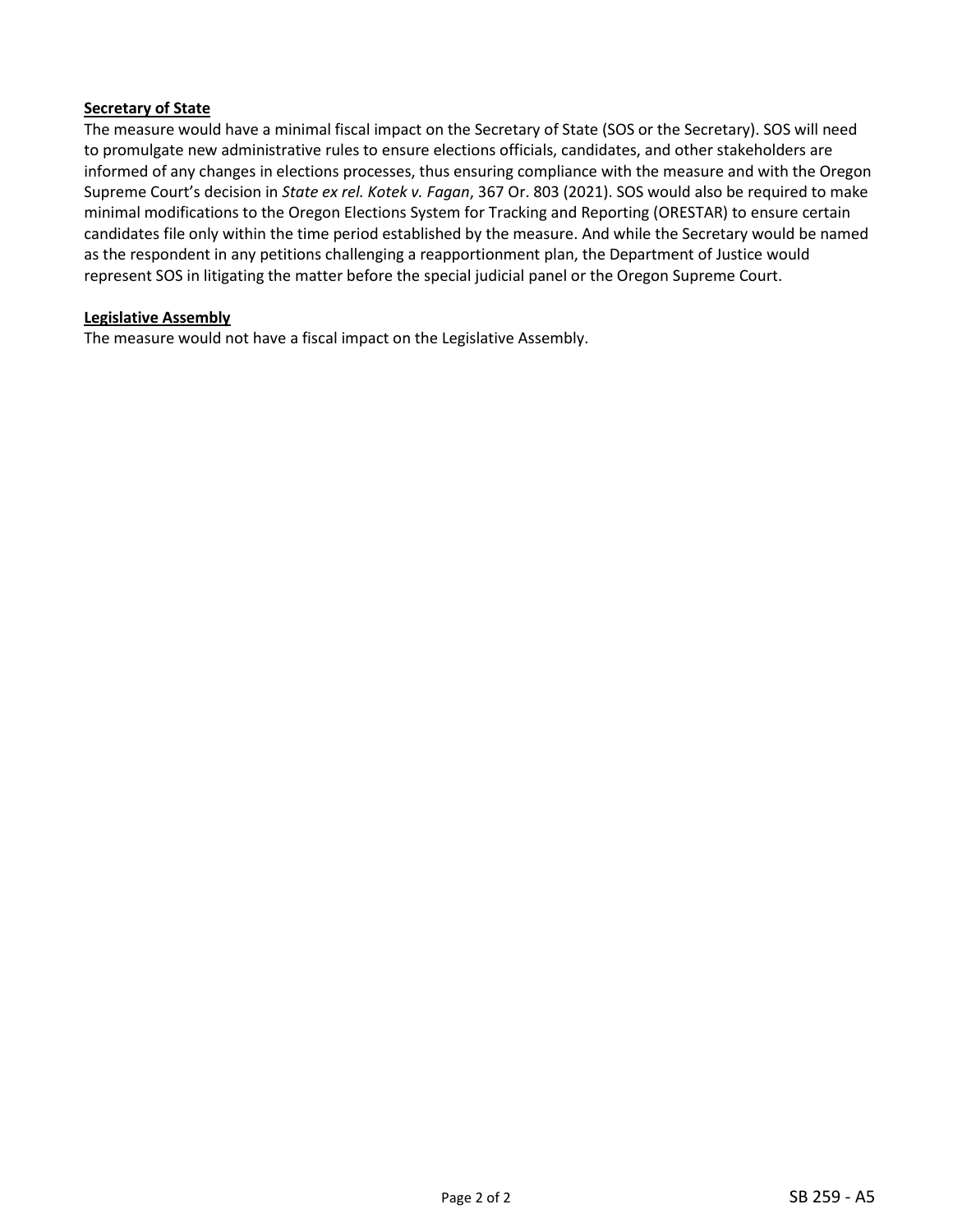**Secretary of State**

The measure would have a minimal fiscal impact on the Secretary of State (SOS or the Secretary). SOS will need to promulgate new administrative rules to ensure elections officials, candidates, and other stakeholders are informed of any changes in elections processes, thus ensuring compliance with the measure and with the Oregon Supreme Court's decision in *State ex rel. Kotek v. Fagan*, 367 Or. 803 (2021). SOS would also be required to make minimal modifications to the Oregon Elections System for Tracking and Reporting (ORESTAR) to ensure certain candidates file only within the time period established by the measure. And while the Secretary would be named as the respondent in any petitions challenging a reapportionment plan, the Department of Justice would represent SOS in litigating the matter before the special judicial panel or the Oregon Supreme Court.

**Legislative Assembly**

The measure would not have a fiscal impact on the Legislative Assembly.